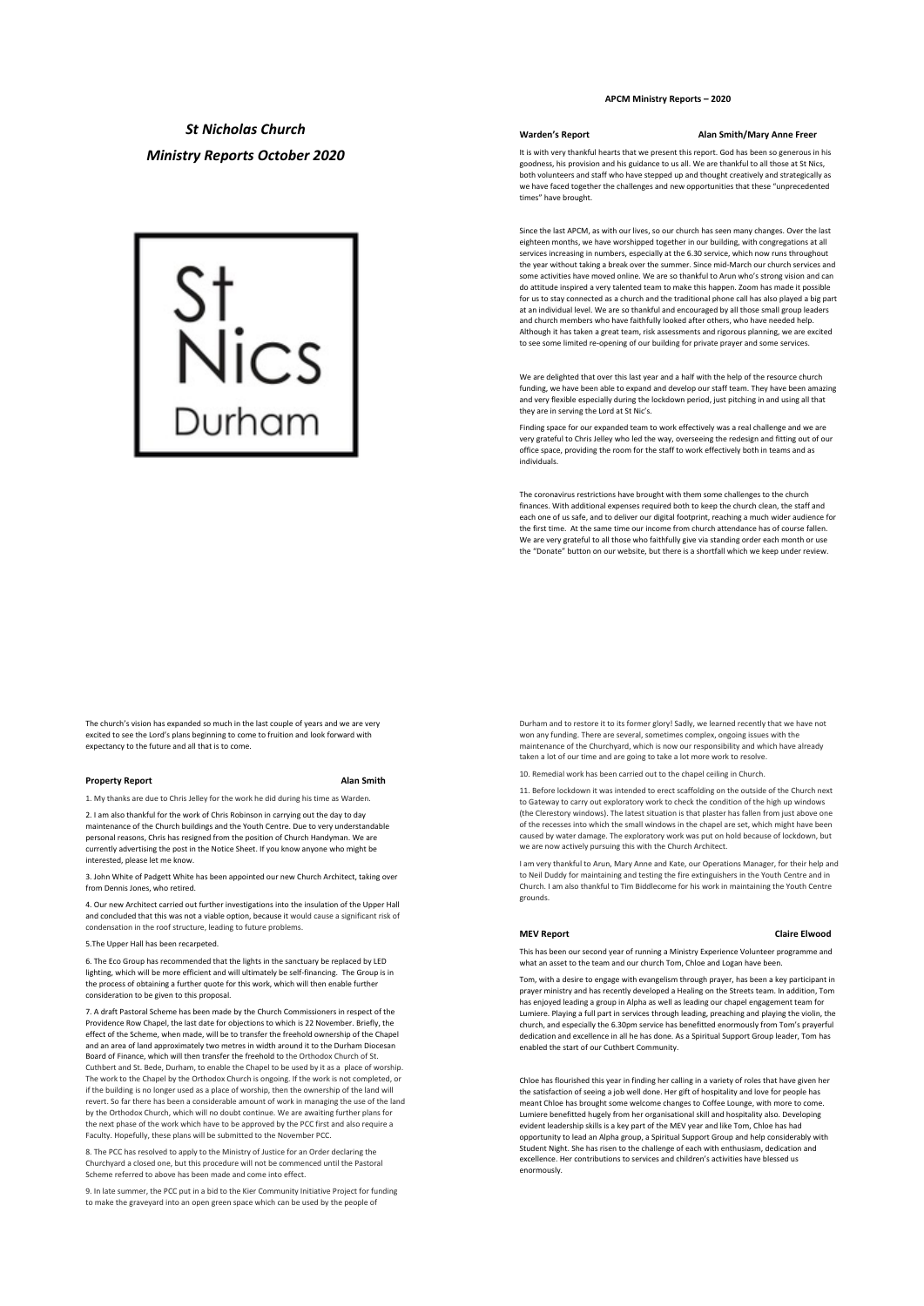# *St Nicholas Church*

## *Ministry Reports October 2020*

St Nics Durham

**APCM Ministry Reports – 2020**

**Warden's Report** **Alan Smith/Mary Anne Freer**

It is with very thankful hearts that we present this report. God has been so generous in his goodness, his provision and his guidance to us all. We are thankful to all those at St Nics, both volunteers and staff who have stepped up and thought creatively and strategically as we have faced together the challenges and new opportunities that these "unprecedented times" have brought.

Since the last APCM, as with our lives, so our church has seen many changes. Over the last eighteen months, we have worshipped together in our building, with congregations at all services increasing in numbers, especially at the 6.30 service, which now runs throughout the year without taking a break over the summer. Since mid-March our church services and some activities have moved online. We are so thankful to Arun who's strong vision and can do attitude inspired a very talented team to make this happen. Zoom has made it possible for us to stay connected as a church and the traditional phone call has also played a big part at an individual level. We are so thankful and encouraged by all those small group leaders and church members who have faithfully looked after others, who have needed help. Although it has taken a great team, risk assessments and rigorous planning, we are excited to see some limited re-opening of our building for private prayer and some services.

We are delighted that over this last year and a half with the help of the resource church funding, we have been able to expand and develop our staff team. They have been amazing and very flexible especially during the lockdown period, just pitching in and using all that they are in serving the Lord at St Nic's.

Finding space for our expanded team to work effectively was a real challenge and we are very grateful to Chris Jelley who led the way, overseeing the redesign and fitting out of our office space, providing the room for the staff to work effectively both in teams and as individuals.

The coronavirus restrictions have brought with them some challenges to the church finances. With additional expenses required both to keep the church clean, the staff and each one of us safe, and to deliver our digital footprint, reaching a much wider audience for the first time. At the same time our income from church attendance has of course fallen. We are very grateful to all those who faithfully give via standing order each month or use the "Donate" button on our website, but there is a shortfall which we keep under review.

The church's vision has expanded so much in the last couple of years and we are very excited to see the Lord's plans beginning to come to fruition and look forward with expectancy to the future and all that is to come.

**Property Report** **Alan Smith**

1. My thanks are due to Chris Jelley for the work he did during his time as Warden.

2. I am also thankful for the work of Chris Robinson in carrying out the day to day maintenance of the Church buildings and the Youth Centre. Due to very understandable personal reasons, Chris has resigned from the position of Church Handyman. We are currently advertising the post in the Notice Sheet. If you know anyone who might be interested, please let me know.

3. John White of Padgett White has been appointed our new Church Architect, taking over from Dennis Jones, who retired.

4. Our new Architect carried out further investigations into the insulation of the Upper Hall and concluded that this was not a viable option, because it would cause a significant risk of condensation in the roof structure, leading to future problems.

5.The Upper Hall has been recarpeted.

6. The Eco Group has recommended that the lights in the sanctuary be replaced by LED lighting, which will be more efficient and will ultimately be self-financing. The Group is in the process of obtaining a further quote for this work, which will then enable further consideration to be given to this proposal.

7. A draft Pastoral Scheme has been made by the Church Commissioners in respect of the Providence Row Chapel, the last date for objections to which is 22 November. Briefly, the effect of the Scheme, when made, will be to transfer the freehold ownership of the Chapel and an area of land approximately two metres in width around it to the Durham Diocesan Board of Finance, which will then transfer the freehold to the Orthodox Church of St. Cuthbert and St. Bede, Durham, to enable the Chapel to be used by it as a place of worship. The work to the Chapel by the Orthodox Church is ongoing. If the work is not completed, or if the building is no longer used as a place of worship, then the ownership of the land will revert. So far there has been a considerable amount of work in managing the use of the land by the Orthodox Church, which will no doubt continue. We are awaiting further plans for the next phase of the work which have to be approved by the PCC first and also require a Faculty. Hopefully, these plans will be submitted to the November PCC.

8. The PCC has resolved to apply to the Ministry of Justice for an Order declaring the Churchyard a closed one, but this procedure will not be commenced until the Pastoral Scheme referred to above has been made and come into effect.

9. In late summer, the PCC put in a bid to the Kier Community Initiative Project for funding to make the graveyard into an open green space which can be used by the people of Durham and to restore it to its former glory! Sadly, we learned recently that we have not won any funding. There are several, sometimes complex, ongoing issues with the maintenance of the Churchyard, which is now our responsibility and which have already taken a lot of our time and are going to take a lot more work to resolve.

10. Remedial work has been carried out to the chapel ceiling in Church.

11. Before lockdown it was intended to erect scaffolding on the outside of the Church next to Gateway to carry out exploratory work to check the condition of the high up windows (the Clerestory windows). The latest situation is that plaster has fallen from just above one of the recesses into which the small windows in the chapel are set, which might have been caused by water damage. The exploratory work was put on hold because of lockdown, but we are now actively pursuing this with the Church Architect.

I am very thankful to Arun, Mary Anne and Kate, our Operations Manager, for their help and to Neil Duddy for maintaining and testing the fire extinguishers in the Youth Centre and in Church. I am also thankful to Tim Biddlecome for his work in maintaining the Youth Centre grounds.

**MEV Report** **Claire Elwood**

This has been our second year of running a Ministry Experience Volunteer programme and what an asset to the team and our church Tom, Chloe and Logan have been.

Tom, with a desire to engage with evangelism through prayer, has been a key participant in prayer ministry and has recently developed a Healing on the Streets team. In addition, Tom has enjoyed leading a group in Alpha as well as leading our chapel engagement team for Lumiere. Playing a full part in services through leading, preaching and playing the violin, the church, and especially the 6.30pm service has benefitted enormously from Tom's prayerful dedication and excellence in all he has done. As a Spiritual Support Group leader, Tom has enabled the start of our Cuthbert Community.

Chloe has flourished this year in finding her calling in a variety of roles that have given her the satisfaction of seeing a job well done. Her gift of hospitality and love for people has meant Chloe has brought some welcome changes to Coffee Lounge, with more to come. Lumiere benefitted hugely from her organisational skill and hospitality also. Developing evident leadership skills is a key part of the MEV year and like Tom, Chloe has had opportunity to lead an Alpha group, a Spiritual Support Group and help considerably with Student Night. She has risen to the challenge of each with enthusiasm, dedication and excellence. Her contributions to services and children's activities have blessed us enormously.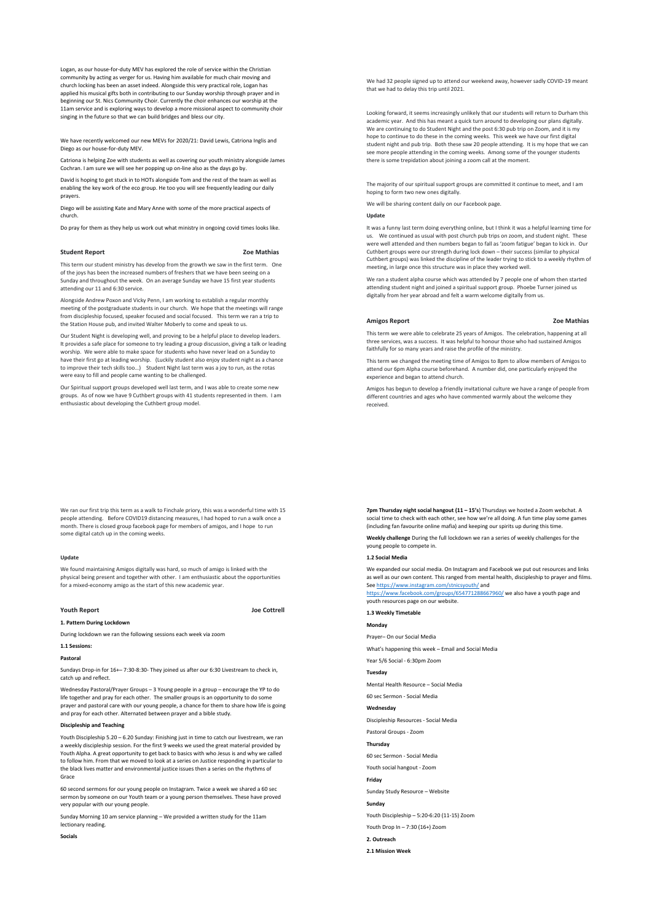Logan, as our house-for-duty MEV has explored the role of service within the Christian community by acting as verger for us. Having him available for much chair moving and church locking has been an asset indeed. Alongside this very practical role, Logan has applied his musical gifts both in contributing to our Sunday worship through prayer and in beginning our St. Nics Community Choir. Currently the choir enhances our worship at the 11am service and is exploring ways to develop a more missional aspect to community choir singing in the future so that we can build bridges and bless our city.

We have recently welcomed our new MEVs for 2020/21: David Lewis, Catriona Inglis and Diego as our house-for-duty MEV.

Catriona is helping Zoe with students as well as covering our youth ministry alongside James Cochran. I am sure we will see her popping up on-line also as the days go by.

David is hoping to get stuck in to HOTs alongside Tom and the rest of the team as well as enabling the key work of the eco group. He too you will see frequently leading our daily prayers.

Diego will be assisting Kate and Mary Anne with some of the more practical aspects of church.

Do pray for them as they help us work out what ministry in ongoing covid times looks like.

## Student Report — Zoe Mathias

This term our student ministry has develop from the growth we saw in the first term. One of the joys has been the increased numbers of freshers that we have been seeing on a Sunday and throughout the week. On an average Sunday we have 15 first year students attending our 11 and 6:30 service.

Alongside Andrew Poxon and Vicky Penn, I am working to establish a regular monthly meeting of the postgraduate students in our church. We hope that the meetings will range from discipleship focused, speaker focused and social focused. This term we ran a trip to the Station House pub, and invited Walter Moberly to come and speak to us.

Our Student Night is developing well, and proving to be a helpful place to develop leaders. It provides a safe place for someone to try leading a group discussion, giving a talk or leading worship. We were able to make space for students who have never lead on a Sunday to have their first go at leading worship. (Luckily student also enjoy student night as a chance to improve their tech skills too…) Student Night last term was a joy to run, as the rotas were easy to fill and people came wanting to be challenged.

Our Spiritual support groups developed well last term, and I was able to create some new groups. As of now we have 9 Cuthbert groups with 41 students represented in them. I am enthusiastic about developing the Cuthbert group model.

We had 32 people signed up to attend our weekend away, however sadly COVID-19 meant that we had to delay this trip until 2021.

Looking forward, it seems increasingly unlikely that our students will return to Durham this academic year. And this has meant a quick turn around to developing our plans digitally. We are continuing to do Student Night and the post 6:30 pub trip on Zoom, and it is my hope to continue to do these in the coming weeks. This week we have our first digital student night and pub trip. Both these saw 20 people attending. It is my hope that we can see more people attending in the coming weeks. Among some of the younger students there is some trepidation about joining a zoom call at the moment.

The majority of our spiritual support groups are committed it continue to meet, and I am hoping to form two new ones digitally.

We will be sharing content daily on our Facebook page.

**Update**

It was a funny last term doing everything online, but I think it was a helpful learning time for us. We continued as usual with post church pub trips on zoom, and student night. These were well attended and then numbers began to fall as 'zoom fatigue' began to kick in. Our Cuthbert groups were our strength during lock down – their success (similar to physical Cuthbert groups) was linked the discipline of the leader trying to stick to a weekly rhythm of meeting, in large once this structure was in place they worked well.

We ran a student alpha course which was attended by 7 people one of whom then started attending student night and joined a spiritual support group. Phoebe Turner joined us digitally from her year abroad and felt a warm welcome digitally from us.

## Amigos Report — Zoe Mathias

This term we were able to celebrate 25 years of Amigos. The celebration, happening at all three services, was a success. It was helpful to honour those who had sustained Amigos faithfully for so many years and raise the profile of the ministry.

This term we changed the meeting time of Amigos to 8pm to allow members of Amigos to attend our 6pm Alpha course beforehand. A number did, one particularly enjoyed the experience and began to attend church.

Amigos has begun to develop a friendly invitational culture we have a range of people from different countries and ages who have commented warmly about the welcome they received.

We ran our first trip this term as a walk to Finchale priory, this was a wonderful time with 15 people attending. Before COVID19 distancing measures, I had hoped to run a walk once a month. There is closed group facebook page for members of amigos, and I hope to run some digital catch up in the coming weeks.

**Update**

We found maintaining Amigos digitally was hard, so much of amigo is linked with the physical being present and together with other. I am enthusiastic about the opportunities for a mixed-economy amigo as the start of this new academic year.

## Youth Report — Joe Cottrell

**1. Pattern During Lockdown**

During lockdown we ran the following sessions each week via zoom

**1.1 Sessions:**

**Pastoral**

Sundays Drop-in for 16+– 7:30-8:30- They joined us after our 6:30 Livestream to check in, catch up and reflect.

Wednesday Pastoral/Prayer Groups – 3 Young people in a group – encourage the YP to do life together and pray for each other. The smaller groups is an opportunity to do some prayer and pastoral care with our young people, a chance for them to share how life is going and pray for each other. Alternated between prayer and a bible study.

**Discipleship and Teaching**

Youth Discipleship 5.20 – 6.20 Sunday: Finishing just in time to catch our livestream, we ran a weekly discipleship session. For the first 9 weeks we used the great material provided by Youth Alpha. A great opportunity to get back to basics with who Jesus is and why we called to follow him. From that we moved to look at a series on Justice responding in particular to the black lives matter and environmental justice issues then a series on the rhythms of Grace

60 second sermons for our young people on Instagram. Twice a week we shared a 60 sec sermon by someone on our Youth team or a young person themselves. These have proved very popular with our young people.

Sunday Morning 10 am service planning – We provided a written study for the 11am lectionary reading.

**Socials**

**7pm Thursday night social hangout (11 – 15's**) Thursdays we hosted a Zoom webchat. A social time to check with each other, see how we're all doing. A fun time play some games (including fan favourite online mafia) and keeping our spirits up during this time.

**Weekly challenge** During the full lockdown we ran a series of weekly challenges for the young people to compete in.

**1.2 Social Media**

We expanded our social media. On Instagram and Facebook we put out resources and links as well as our own content. This ranged from mental health, discipleship to prayer and films. See https://www.instagram.com/stnicsyouth/ and https://www.facebook.com/groups/654771288667960/ we also have a youth page and youth resources page on our website.

**1.3 Weekly Timetable**

**Monday**

Prayer– On our Social Media

What's happening this week – Email and Social Media

Year 5/6 Social - 6:30pm Zoom

**Tuesday**

Mental Health Resource – Social Media

60 sec Sermon - Social Media

**Wednesday**

Discipleship Resources - Social Media

Pastoral Groups - Zoom

**Thursday**

60 sec Sermon - Social Media

Youth social hangout - Zoom

**Friday**

Sunday Study Resource – Website

**Sunday**

Youth Discipleship – 5:20-6:20 (11-15) Zoom

Youth Drop In – 7:30 (16+) Zoom

**2. Outreach**

**2.1 Mission Week**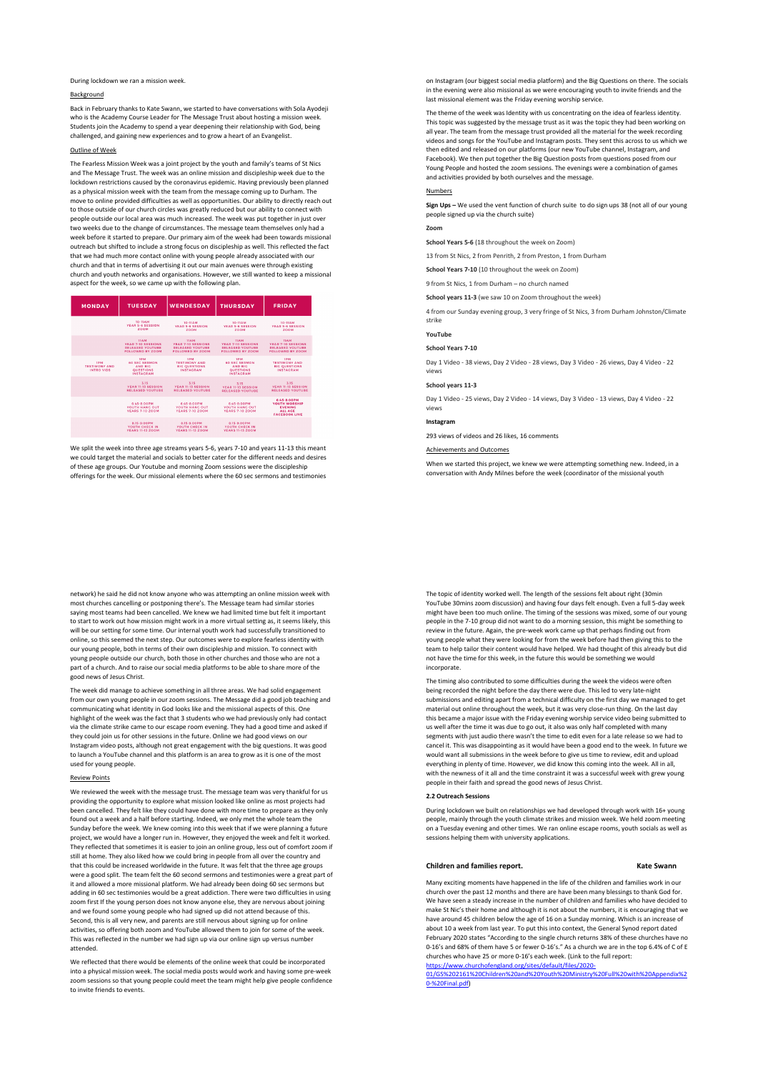During lockdown we ran a mission week.

Background

Back in February thanks to Kate Swann, we started to have conversations with Sola Ayodeji who is the Academy Course Leader for The Message Trust about hosting a mission week. Students join the Academy to spend a year deepening their relationship with God, being challenged, and gaining new experiences and to grow a heart of an Evangelist.

Outline of Week

The Fearless Mission Week was a joint project by the youth and family's teams of St Nics and The Message Trust. The week was an online mission and discipleship week due to the lockdown restrictions caused by the coronavirus epidemic. Having previously been planned as a physical mission week with the team from the message coming up to Durham. The move to online provided difficulties as well as opportunities. Our ability to directly reach out to those outside of our church circles was greatly reduced but our ability to connect with people outside our local area was much increased. The week was put together in just over two weeks due to the change of circumstances. The message team themselves only had a week before it started to prepare. Our primary aim of the week had been towards missional outreach but shifted to include a strong focus on discipleship as well. This reflected the fact that we had much more contact online with young people already associated with our church and that in terms of advertising it out our main avenues were through existing church and youth networks and organisations. However, we still wanted to keep a missional aspect for the week, so we came up with the following plan.

| MONDAY | TUESDAY | WENDESDAY | THURSDAY | FRIDAY |
|---|---|---|---|---|
| | 10-11AM YEAR 5-6 SESSION ZOOM | 10-11AM YEAR 5-6 SESSION ZOOM | 10-11AM YEAR 5-6 SESSION ZOOM | 10-11AM YEAR 5-6 SESSION ZOOM |
| | 11AM YEAR 7-10 SESSIONS RELEASED YOUTUBE FOLLOWED BY ZOOM | 11AM YEAR 7-10 SESSIONS RELEASED YOUTUBE FOLLOWED BY ZOOM | 11AM YEAR 7-10 SESSIONS RELEASED YOUTUBE FOLLOWED BY ZOOM | 11AM YEAR 7-10 SESSIONS RELEASED YOUTUBE FOLLOWED BY ZOOM |
| 1PM TESTIMONY AND INTRO VIDS | 1PM 60 SEC SERMON AND BIG QUESTIONS INSTAGRAM | 1PM TESTIMONY AND BIG QUESTIONS INSTAGRAM | 1PM 60 SEC SERMON AND BIG QUESTIONS INSTAGRAM | 1PM TESTIMONY AND BIG QUESTIONS INSTAGRAM |
| | 3.15 YEAR 11-13 SESSION RELEASED YOUTUBE | 3.15 YEAR 11-13 SESSION RELEASED YOUTUBE | 3.15 YEAR 11-13 SESSION RELEASED YOUTUBE | 3.15 YEAR 11-13 SESSION RELEASED YOUTUBE |
| | 6.45-8.00PM YOUTH HANG OUT YEARS 7-10 ZOOM | 6.45-8.00PM YOUTH HANG OUT YEARS 7-10 ZOOM | 6.45-8.00PM YOUTH HANG OUT YEARS 7-10 ZOOM | 6.45-8.00PM YOUTH WORSHIP EVENING ALL AGE FACEBOOK LIVE |
| | 8.15-9.00PM YOUTH CHECK IN YEARS 11-13 ZOOM | 8.15-9.00PM YOUTH CHECK IN YEARS 11-13 ZOOM | 8.15-9.00PM YOUTH CHECK IN YEARS 11-13 ZOOM | |

We split the week into three age streams years 5-6, years 7-10 and years 11-13 this meant we could target the material and socials to better cater for the different needs and desires of these age groups. Our Youtube and morning Zoom sessions were the discipleship offerings for the week. Our missional elements where the 60 sec sermons and testimonies on Instagram (our biggest social media platform) and the Big Questions on there. The socials in the evening were also missional as we were encouraging youth to invite friends and the last missional element was the Friday evening worship service.

The theme of the week was Identity with us concentrating on the idea of fearless identity. This topic was suggested by the message trust as it was the topic they had been working on all year. The team from the message trust provided all the material for the week recording videos and songs for the YouTube and Instagram posts. They sent this across to us which we then edited and released on our platforms (our new YouTube channel, Instagram, and Facebook). We then put together the Big Question posts from questions posed from our Young People and hosted the zoom sessions. The evenings were a combination of games and activities provided by both ourselves and the message.

Numbers

**Sign Ups –** We used the vent function of church suite to do sign ups 38 (not all of our young people signed up via the church suite)

**Zoom**

**School Years 5-6** (18 throughout the week on Zoom)

13 from St Nics, 2 from Penrith, 2 from Preston, 1 from Durham

**School Years 7-10** (10 throughout the week on Zoom)

9 from St Nics, 1 from Durham – no church named

**School years 11-3** (we saw 10 on Zoom throughout the week)

4 from our Sunday evening group, 3 very fringe of St Nics, 3 from Durham Johnston/Climate strike

**YouTube**

**School Years 7-10**

Day 1 Video - 38 views, Day 2 Video - 28 views, Day 3 Video - 26 views, Day 4 Video - 22 views

**School years 11-3**

Day 1 Video - 25 views, Day 2 Video - 14 views, Day 3 Video - 13 views, Day 4 Video - 22 views

**Instagram**

293 views of videos and 26 likes, 16 comments

Achievements and Outcomes

When we started this project, we knew we were attempting something new. Indeed, in a conversation with Andy Milnes before the week (coordinator of the missional youth network) he said he did not know anyone who was attempting an online mission week with most churches cancelling or postponing there's. The Message team had similar stories saying most teams had been cancelled. We knew we had limited time but felt it important to start to work out how mission might work in a more virtual setting as, it seems likely, this will be our setting for some time. Our internal youth work had successfully transitioned to online, so this seemed the next step. Our outcomes were to explore fearless identity with our young people, both in terms of their own discipleship and mission. To connect with young people outside our church, both those in other churches and those who are not a part of a church. And to raise our social media platforms to be able to share more of the good news of Jesus Christ.

The week did manage to achieve something in all three areas. We had solid engagement from our own young people in our zoom sessions. The Message did a good job teaching and communicating what identity in God looks like and the missional aspects of this. One highlight of the week was the fact that 3 students who we had previously only had contact via the climate strike came to our escape room evening. They had a good time and asked if they could join us for other sessions in the future. Online we had good views on our Instagram video posts, although not great engagement with the big questions. It was good to launch a YouTube channel and this platform is an area to grow as it is one of the most used for young people.

Review Points

We reviewed the week with the message trust. The message team was very thankful for us providing the opportunity to explore what mission looked like online as most projects had been cancelled. They felt like they could have done with more time to prepare as they only found out a week and a half before starting. Indeed, we only met the whole team the Sunday before the week. We knew coming into this week that if we were planning a future project, we would have a longer run in. However, they enjoyed the week and felt it worked. They reflected that sometimes it is easier to join an online group, less out of comfort zoom if still at home. They also liked how we could bring in people from all over the country and that this could be increased worldwide in the future. It was felt that the three age groups were a good split. The team felt the 60 second sermons and testimonies were a great part of it and allowed a more missional platform. We had already been doing 60 sec sermons but adding in 60 sec testimonies would be a great addiction. There were two difficulties in using zoom first If the young person does not know anyone else, they are nervous about joining and we found some young people who had signed up did not attend because of this. Second, this is all very new, and parents are still nervous about signing up for online activities, so offering both zoom and YouTube allowed them to join for some of the week. This was reflected in the number we had sign up via our online sign up versus number attended.

We reflected that there would be elements of the online week that could be incorporated into a physical mission week. The social media posts would work and having some pre-week zoom sessions so that young people could meet the team might help give people confidence to invite friends to events.

The topic of identity worked well. The length of the sessions felt about right (30min YouTube 30mins zoom discussion) and having four days felt enough. Even a full 5-day week might have been too much online. The timing of the sessions was mixed, some of our young people in the 7-10 group did not want to do a morning session, this might be something to review in the future. Again, the pre-week work came up that perhaps finding out from young people what they were looking for from the week before had then giving this to the team to help tailor their content would have helped. We had thought of this already but did not have the time for this week, in the future this would be something we would incorporate.

The timing also contributed to some difficulties during the week the videos were often being recorded the night before the day there were due. This led to very late-night submissions and editing apart from a technical difficulty on the first day we managed to get material out online throughout the week, but it was very close-run thing. On the last day this became a major issue with the Friday evening worship service video being submitted to us well after the time it was due to go out, it also was only half completed with many segments with just audio there wasn't the time to edit even for a late release so we had to cancel it. This was disappointing as it would have been a good end to the week. In future we would want all submissions in the week before to give us time to review, edit and upload everything in plenty of time. However, we did know this coming into the week. All in all, with the newness of it all and the time constraint it was a successful week with grew young people in their faith and spread the good news of Jesus Christ.

**2.2 Outreach Sessions**

During lockdown we built on relationships we had developed through work with 16+ young people, mainly through the youth climate strikes and mission week. We held zoom meeting on a Tuesday evening and other times. We ran online escape rooms, youth socials as well as sessions helping them with university applications.

**Children and families report. Kate Swann**

Many exciting moments have happened in the life of the children and families work in our church over the past 12 months and there are have been many blessings to thank God for. We have seen a steady increase in the number of children and families who have decided to make St Nic's their home and although it is not about the numbers, it is encouraging that we have around 45 children below the age of 16 on a Sunday morning. Which is an increase of about 10 a week from last year. To put this into context, the General Synod report dated February 2020 states "According to the single church returns 38% of these churches have no 0-16's and 68% of them have 5 or fewer 0-16's." As a church we are in the top 6.4% of C of E churches who have 25 or more 0-16's each week. (Link to the full report: https://www.churchofengland.org/sites/default/files/2020-01/GS%202161%20Children%20and%20Youth%20Ministry%20Full%20with%20Appendix%20-%20Final.pdf)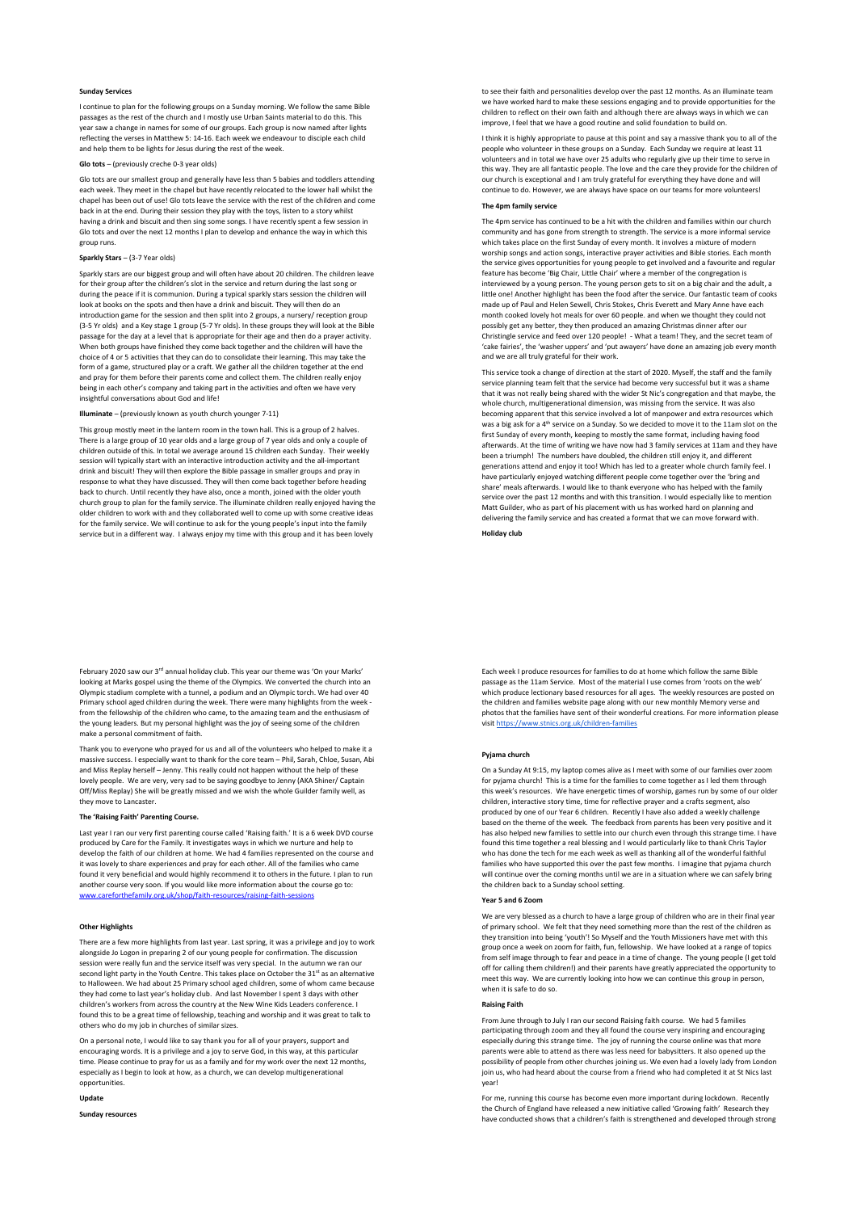**Sunday Services**

I continue to plan for the following groups on a Sunday morning. We follow the same Bible passages as the rest of the church and I mostly use Urban Saints material to do this. This year saw a change in names for some of our groups. Each group is now named after lights reflecting the verses in Matthew 5: 14-16. Each week we endeavour to disciple each child and help them to be lights for Jesus during the rest of the week.

**Glo tots** – (previously creche 0-3 year olds)

Glo tots are our smallest group and generally have less than 5 babies and toddlers attending each week. They meet in the chapel but have recently relocated to the lower hall whilst the chapel has been out of use! Glo tots leave the service with the rest of the children and come back in at the end. During their session they play with the toys, listen to a story whilst having a drink and biscuit and then sing some songs. I have recently spent a few session in Glo tots and over the next 12 months I plan to develop and enhance the way in which this group runs.

**Sparkly Stars** – (3-7 Year olds)

Sparkly stars are our biggest group and will often have about 20 children. The children leave for their group after the children's slot in the service and return during the last song or during the peace if it is communion. During a typical sparkly stars session the children will look at books on the spots and then have a drink and biscuit. They will then do an introduction game for the session and then split into 2 groups, a nursery/ reception group (3-5 Yr olds) and a Key stage 1 group (5-7 Yr olds). In these groups they will look at the Bible passage for the day at a level that is appropriate for their age and then do a prayer activity. When both groups have finished they come back together and the children will have the choice of 4 or 5 activities that they can do to consolidate their learning. This may take the form of a game, structured play or a craft. We gather all the children together at the end and pray for them before their parents come and collect them. The children really enjoy being in each other's company and taking part in the activities and often we have very insightful conversations about God and life!

**Illuminate** – (previously known as youth church younger 7-11)

This group mostly meet in the lantern room in the town hall. This is a group of 2 halves. There is a large group of 10 year olds and a large group of 7 year olds and only a couple of children outside of this. In total we average around 15 children each Sunday. Their weekly session will typically start with an interactive introduction activity and the all-important drink and biscuit! They will then explore the Bible passage in smaller groups and pray in response to what they have discussed. They will then come back together before heading back to church. Until recently they have also, once a month, joined with the older youth church group to plan for the family service. The illuminate children really enjoyed having the older children to work with and they collaborated well to come up with some creative ideas for the family service. We will continue to ask for the young people's input into the family service but in a different way. I always enjoy my time with this group and it has been lovely to see their faith and personalities develop over the past 12 months. As an illuminate team we have worked hard to make these sessions engaging and to provide opportunities for the children to reflect on their own faith and although there are always ways in which we can improve, I feel that we have a good routine and solid foundation to build on.

I think it is highly appropriate to pause at this point and say a massive thank you to all of the people who volunteer in these groups on a Sunday. Each Sunday we require at least 11 volunteers and in total we have over 25 adults who regularly give up their time to serve in this way. They are all fantastic people. The love and the care they provide for the children of our church is exceptional and I am truly grateful for everything they have done and will continue to do. However, we are always have space on our teams for more volunteers!

**The 4pm family service**

The 4pm service has continued to be a hit with the children and families within our church community and has gone from strength to strength. The service is a more informal service which takes place on the first Sunday of every month. It involves a mixture of modern worship songs and action songs, interactive prayer activities and Bible stories. Each month the service gives opportunities for young people to get involved and a favourite and regular feature has become 'Big Chair, Little Chair' where a member of the congregation is interviewed by a young person. The young person gets to sit on a big chair and the adult, a little one! Another highlight has been the food after the service. Our fantastic team of cooks made up of Paul and Helen Sewell, Chris Stokes, Chris Everett and Mary Anne have each month cooked lovely hot meals for over 60 people. and when we thought they could not possibly get any better, they then produced an amazing Christmas dinner after our Christingle service and feed over 120 people! - What a team! They, and the secret team of 'cake fairies', the 'washer uppers' and 'put awayers' have done an amazing job every month and we are all truly grateful for their work.

This service took a change of direction at the start of 2020. Myself, the staff and the family service planning team felt that the service had become very successful but it was a shame that it was not really being shared with the wider St Nic's congregation and that maybe, the whole church, multigenerational dimension, was missing from the service. It was also becoming apparent that this service involved a lot of manpower and extra resources which was a big ask for a 4th service on a Sunday. So we decided to move it to the 11am slot on the first Sunday of every month, keeping to mostly the same format, including having food afterwards. At the time of writing we have now had 3 family services at 11am and they have been a triumph! The numbers have doubled, the children still enjoy it, and different generations attend and enjoy it too! Which has led to a greater whole church family feel. I have particularly enjoyed watching different people come together over the 'bring and share' meals afterwards. I would like to thank everyone who has helped with the family service over the past 12 months and with this transition. I would especially like to mention Matt Guilder, who as part of his placement with us has worked hard on planning and delivering the family service and has created a format that we can move forward with.

**Holiday club**

February 2020 saw our 3rd annual holiday club. This year our theme was 'On your Marks' looking at Marks gospel using the theme of the Olympics. We converted the church into an Olympic stadium complete with a tunnel, a podium and an Olympic torch. We had over 40 Primary school aged children during the week. There were many highlights from the week - from the fellowship of the children who came, to the amazing team and the enthusiasm of the young leaders. But my personal highlight was the joy of seeing some of the children make a personal commitment of faith.

Thank you to everyone who prayed for us and all of the volunteers who helped to make it a massive success. I especially want to thank for the core team – Phil, Sarah, Chloe, Susan, Abi and Miss Replay herself – Jenny. This really could not happen without the help of these lovely people. We are very, very sad to be saying goodbye to Jenny (AKA Shiner/ Captain Off/Miss Replay) She will be greatly missed and we wish the whole Guilder family well, as they move to Lancaster.

**The 'Raising Faith' Parenting Course.**

Last year I ran our very first parenting course called 'Raising faith.' It is a 6 week DVD course produced by Care for the Family. It investigates ways in which we nurture and help to develop the faith of our children at home. We had 4 families represented on the course and it was lovely to share experiences and pray for each other. All of the families who came found it very beneficial and would highly recommend it to others in the future. I plan to run another course very soon. If you would like more information about the course go to: www.careforthefamily.org.uk/shop/faith-resources/raising-faith-sessions

**Other Highlights**

There are a few more highlights from last year. Last spring, it was a privilege and joy to work alongside Jo Logon in preparing 2 of our young people for confirmation. The discussion session were really fun and the service itself was very special. In the autumn we ran our second light party in the Youth Centre. This takes place on October the 31st as an alternative to Halloween. We had about 25 Primary school aged children, some of whom came because they had come to last year's holiday club. And last November I spent 3 days with other children's workers from across the country at the New Wine Kids Leaders conference. I found this to be a great time of fellowship, teaching and worship and it was great to talk to others who do my job in churches of similar sizes.

On a personal note, I would like to say thank you for all of your prayers, support and encouraging words. It is a privilege and a joy to serve God, in this way, at this particular time. Please continue to pray for us as a family and for my work over the next 12 months, especially as I begin to look at how, as a church, we can develop multigenerational opportunities.

**Update**

**Sunday resources**

Each week I produce resources for families to do at home which follow the same Bible passage as the 11am Service. Most of the material I use comes from 'roots on the web' which produce lectionary based resources for all ages. The weekly resources are posted on the children and families website page along with our new monthly Memory verse and photos that the families have sent of their wonderful creations. For more information please visit https://www.stnics.org.uk/children-families

**Pyjama church**

On a Sunday At 9:15, my laptop comes alive as I meet with some of our families over zoom for pyjama church! This is a time for the families to come together as I led them through this week's resources. We have energetic times of worship, games run by some of our older children, interactive story time, time for reflective prayer and a crafts segment, also produced by one of our Year 6 children. Recently I have also added a weekly challenge based on the theme of the week. The feedback from parents has been very positive and it has also helped new families to settle into our church even through this strange time. I have found this time together a real blessing and I would particularly like to thank Chris Taylor who has done the tech for me each week as well as thanking all of the wonderful faithful families who have supported this over the past few months. I imagine that pyjama church will continue over the coming months until we are in a situation where we can safely bring the children back to a Sunday school setting.

**Year 5 and 6 Zoom**

We are very blessed as a church to have a large group of children who are in their final year of primary school. We felt that they need something more than the rest of the children as they transition into being 'youth'! So Myself and the Youth Missioners have met with this group once a week on zoom for faith, fun, fellowship. We have looked at a range of topics from self image through to fear and peace in a time of change. The young people (I get told off for calling them children!) and their parents have greatly appreciated the opportunity to meet this way. We are currently looking into how we can continue this group in person, when it is safe to do so.

**Raising Faith**

From June through to July I ran our second Raising faith course. We had 5 families participating through zoom and they all found the course very inspiring and encouraging especially during this strange time. The joy of running the course online was that more parents were able to attend as there was less need for babysitters. It also opened up the possibility of people from other churches joining us. We even had a lovely lady from London join us, who had heard about the course from a friend who had completed it at St Nics last year!

For me, running this course has become even more important during lockdown. Recently the Church of England have released a new initiative called 'Growing faith' Research they have conducted shows that a children's faith is strengthened and developed through strong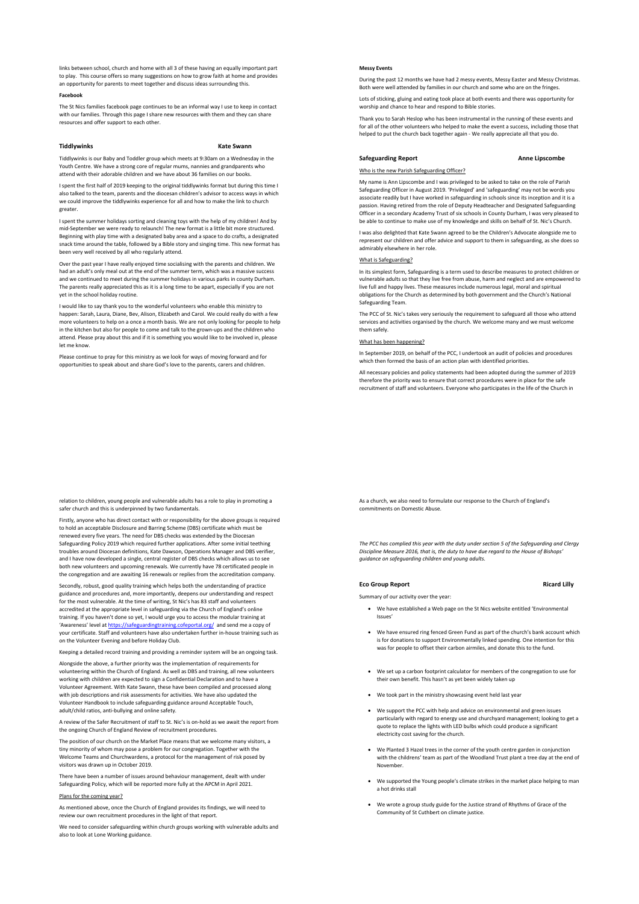links between school, church and home with all 3 of these having an equally important part to play. This course offers so many suggestions on how to grow faith at home and provides an opportunity for parents to meet together and discuss ideas surrounding this.

**Facebook**

The St Nics families facebook page continues to be an informal way I use to keep in contact with our families. Through this page I share new resources with them and they can share resources and offer support to each other.

## Tiddlywinks — Kate Swann

Tiddlywinks is our Baby and Toddler group which meets at 9:30am on a Wednesday in the Youth Centre. We have a strong core of regular mums, nannies and grandparents who attend with their adorable children and we have about 36 families on our books.

I spent the first half of 2019 keeping to the original tiddlywinks format but during this time I also talked to the team, parents and the diocesan children's advisor to access ways in which we could improve the tiddlywinks experience for all and how to make the link to church greater.

I spent the summer holidays sorting and cleaning toys with the help of my children! And by mid-September we were ready to relaunch! The new format is a little bit more structured. Beginning with play time with a designated baby area and a space to do crafts, a designated snack time around the table, followed by a Bible story and singing time. This new format has been very well received by all who regularly attend.

Over the past year I have really enjoyed time socialising with the parents and children. We had an adult's only meal out at the end of the summer term, which was a massive success and we continued to meet during the summer holidays in various parks in county Durham. The parents really appreciated this as it is a long time to be apart, especially if you are not yet in the school holiday routine.

I would like to say thank you to the wonderful volunteers who enable this ministry to happen: Sarah, Laura, Diane, Bev, Alison, Elizabeth and Carol. We could really do with a few more volunteers to help on a once a month basis. We are not only looking for people to help in the kitchen but also for people to come and talk to the grown-ups and the children who attend. Please pray about this and if it is something you would like to be involved in, please let me know.

Please continue to pray for this ministry as we look for ways of moving forward and for opportunities to speak about and share God's love to the parents, carers and children.

**Messy Events**

During the past 12 months we have had 2 messy events, Messy Easter and Messy Christmas. Both were well attended by families in our church and some who are on the fringes.

Lots of sticking, gluing and eating took place at both events and there was opportunity for worship and chance to hear and respond to Bible stories.

Thank you to Sarah Heslop who has been instrumental in the running of these events and for all of the other volunteers who helped to make the event a success, including those that helped to put the church back together again - We really appreciate all that you do.

## Safeguarding Report — Anne Lipscombe

Who is the new Parish Safeguarding Officer?

My name is Ann Lipscombe and I was privileged to be asked to take on the role of Parish Safeguarding Officer in August 2019. 'Privileged' and 'safeguarding' may not be words you associate readily but I have worked in safeguarding in schools since its inception and it is a passion. Having retired from the role of Deputy Headteacher and Designated Safeguarding Officer in a secondary Academy Trust of six schools in County Durham, I was very pleased to be able to continue to make use of my knowledge and skills on behalf of St. Nic's Church.

I was also delighted that Kate Swann agreed to be the Children's Advocate alongside me to represent our children and offer advice and support to them in safeguarding, as she does so admirably elsewhere in her role.

What is Safeguarding?

In its simplest form, Safeguarding is a term used to describe measures to protect children or vulnerable adults so that they live free from abuse, harm and neglect and are empowered to live full and happy lives. These measures include numerous legal, moral and spiritual obligations for the Church as determined by both government and the Church's National Safeguarding Team.

The PCC of St. Nic's takes very seriously the requirement to safeguard all those who attend services and activities organised by the church. We welcome many and we must welcome them safely.

What has been happening?

In September 2019, on behalf of the PCC, I undertook an audit of policies and procedures which then formed the basis of an action plan with identified priorities.

All necessary policies and policy statements had been adopted during the summer of 2019 therefore the priority was to ensure that correct procedures were in place for the safe recruitment of staff and volunteers. Everyone who participates in the life of the Church in relation to children, young people and vulnerable adults has a role to play in promoting a safer church and this is underpinned by two fundamentals.

Firstly, anyone who has direct contact with or responsibility for the above groups is required to hold an acceptable Disclosure and Barring Scheme (DBS) certificate which must be renewed every five years. The need for DBS checks was extended by the Diocesan Safeguarding Policy 2019 which required further applications. After some initial teething troubles around Diocesan definitions, Kate Dawson, Operations Manager and DBS verifier, and I have now developed a single, central register of DBS checks which allows us to see both new volunteers and upcoming renewals. We currently have 78 certificated people in the congregation and are awaiting 16 renewals or replies from the accreditation company.

Secondly, robust, good quality training which helps both the understanding of practice guidance and procedures and, more importantly, deepens our understanding and respect for the most vulnerable. At the time of writing, St Nic's has 83 staff and volunteers accredited at the appropriate level in safeguarding via the Church of England's online training. If you haven't done so yet, I would urge you to access the modular training at 'Awareness' level at https://safeguardingtraining.cofeportal.org/ and send me a copy of your certificate. Staff and volunteers have also undertaken further in-house training such as on the Volunteer Evening and before Holiday Club.

Keeping a detailed record training and providing a reminder system will be an ongoing task.

Alongside the above, a further priority was the implementation of requirements for volunteering within the Church of England. As well as DBS and training, all new volunteers working with children are expected to sign a Confidential Declaration and to have a Volunteer Agreement. With Kate Swann, these have been compiled and processed along with job descriptions and risk assessments for activities. We have also updated the Volunteer Handbook to include safeguarding guidance around Acceptable Touch, adult/child ratios, anti-bullying and online safety.

A review of the Safer Recruitment of staff to St. Nic's is on-hold as we await the report from the ongoing Church of England Review of recruitment procedures.

The position of our church on the Market Place means that we welcome many visitors, a tiny minority of whom may pose a problem for our congregation. Together with the Welcome Teams and Churchwardens, a protocol for the management of risk posed by visitors was drawn up in October 2019.

There have been a number of issues around behaviour management, dealt with under Safeguarding Policy, which will be reported more fully at the APCM in April 2021.

Plans for the coming year?

As mentioned above, once the Church of England provides its findings, we will need to review our own recruitment procedures in the light of that report.

We need to consider safeguarding within church groups working with vulnerable adults and also to look at Lone Working guidance.

As a church, we also need to formulate our response to the Church of England's commitments on Domestic Abuse.

*The PCC has complied this year with the duty under section 5 of the Safeguarding and Clergy Discipline Measure 2016, that is, the duty to have due regard to the House of Bishops' guidance on safeguarding children and young adults.*

## Eco Group Report — Ricard Lilly

Summary of our activity over the year:

- We have established a Web page on the St Nics website entitled 'Environmental Issues'
- We have ensured ring fenced Green Fund as part of the church's bank account which is for donations to support Environmentally linked spending. One intention for this was for people to offset their carbon airmiles, and donate this to the fund.
- We set up a carbon footprint calculator for members of the congregation to use for their own benefit. This hasn't as yet been widely taken up
- We took part in the ministry showcasing event held last year
- We support the PCC with help and advice on environmental and green issues particularly with regard to energy use and churchyard management; looking to get a quote to replace the lights with LED bulbs which could produce a significant electricity cost saving for the church.
- We Planted 3 Hazel trees in the corner of the youth centre garden in conjunction with the childrens' team as part of the Woodland Trust plant a tree day at the end of November.
- We supported the Young people's climate strikes in the market place helping to man a hot drinks stall
- We wrote a group study guide for the Justice strand of Rhythms of Grace of the Community of St Cuthbert on climate justice.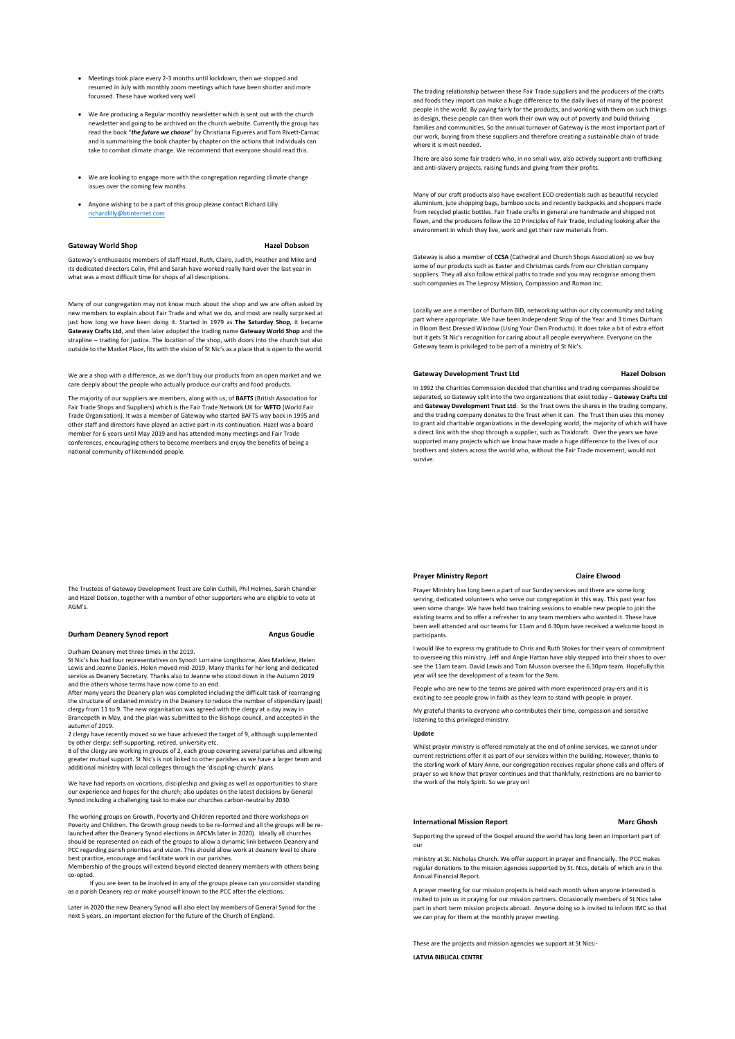- Meetings took place every 2-3 months until lockdown, then we stopped and resumed in July with monthly zoom meetings which have been shorter and more focussed. These have worked very well

- We Are producing a Regular monthly newsletter which is sent out with the church newsletter and going to be archived on the church website. Currently the group has read the book "***the future we choose***" by Christiana Figueres and Tom Rivett-Carnac and is summarising the book chapter by chapter on the actions that individuals can take to combat climate change. We recommend that everyone should read this.

- We are looking to engage more with the congregation regarding climate change issues over the coming few months

- Anyone wishing to be a part of this group please contact Richard Lilly richardlilly@btinternet.com

## Gateway World Shop — Hazel Dobson

Gateway's enthusiastic members of staff Hazel, Ruth, Claire, Judith, Heather and Mike and its dedicated directors Colin, Phil and Sarah have worked really hard over the last year in what was a most difficult time for shops of all descriptions.

Many of our congregation may not know much about the shop and we are often asked by new members to explain about Fair Trade and what we do, and most are really surprised at just how long we have been doing it. Started in 1979 as **The Saturday Shop**, it became **Gateway Crafts Ltd**, and then later adopted the trading name **Gateway World Shop** and the strapline – trading for justice. The location of the shop, with doors into the church but also outside to the Market Place, fits with the vision of St Nic's as a place that is open to the world.

We are a shop with a difference, as we don't buy our products from an open market and we care deeply about the people who actually produce our crafts and food products.

The majority of our suppliers are members, along with us, of **BAFTS** (British Association for Fair Trade Shops and Suppliers) which is the Fair Trade Network UK for **WFTO** (World Fair Trade Organisation). It was a member of Gateway who started BAFTS way back in 1995 and other staff and directors have played an active part in its continuation. Hazel was a board member for 6 years until May 2019 and has attended many meetings and Fair Trade conferences, encouraging others to become members and enjoy the benefits of being a national community of likeminded people.

The trading relationship between these Fair Trade suppliers and the producers of the crafts and foods they import can make a huge difference to the daily lives of many of the poorest people in the world. By paying fairly for the products, and working with them on such things as design, these people can then work their own way out of poverty and build thriving families and communities. So the annual turnover of Gateway is the most important part of our work, buying from these suppliers and therefore creating a sustainable chain of trade where it is most needed.

There are also some fair traders who, in no small way, also actively support anti-trafficking and anti-slavery projects, raising funds and giving from their profits.

Many of our craft products also have excellent ECO credentials such as beautiful recycled aluminium, jute shopping bags, bamboo socks and recently backpacks and shoppers made from recycled plastic bottles. Fair Trade crafts in general are handmade and shipped not flown, and the producers follow the 10 Principles of Fair Trade, including looking after the environment in which they live, work and get their raw materials from.

Gateway is also a member of **CCSA** (Cathedral and Church Shops Association) so we buy some of our products such as Easter and Christmas cards from our Christian company suppliers. They all also follow ethical paths to trade and you may recognise among them such companies as The Leprosy Mission, Compassion and Roman Inc.

Locally we are a member of Durham BID, networking within our city community and taking part where appropriate. We have been Independent Shop of the Year and 3 times Durham in Bloom Best Dressed Window (Using Your Own Products). It does take a bit of extra effort but it gets St Nic's recognition for caring about all people everywhere. Everyone on the Gateway team is privileged to be part of a ministry of St Nic's.

## Gateway Development Trust Ltd — Hazel Dobson

In 1992 the Charities Commission decided that charities and trading companies should be separated, so Gateway split into the two organizations that exist today – **Gateway Crafts Ltd** and **Gateway Development Trust Ltd**. So the Trust owns the shares in the trading company, and the trading company donates to the Trust when it can. The Trust then uses this money to grant aid charitable organizations in the developing world, the majority of which will have a direct link with the shop through a supplier, such as Traidcraft. Over the years we have supported many projects which we know have made a huge difference to the lives of our brothers and sisters across the world who, without the Fair Trade movement, would not survive.

The Trustees of Gateway Development Trust are Colin Cuthill, Phil Holmes, Sarah Chandler and Hazel Dobson, together with a number of other supporters who are eligible to vote at AGM's.

## Durham Deanery Synod report — Angus Goudie

Durham Deanery met three times in the 2019.

St Nic's has had four representatives on Synod: Lorraine Longthorne, Alex Marklew, Helen Lewis and Jeanne Daniels. Helen moved mid-2019. Many thanks for her long and dedicated service as Deanery Secretary. Thanks also to Jeanne who stood down in the Autumn 2019 and the others whose terms have now come to an end.

After many years the Deanery plan was completed including the difficult task of rearranging the structure of ordained ministry in the Deanery to reduce the number of stipendiary (paid) clergy from 11 to 9. The new organisation was agreed with the clergy at a day away in Brancepeth in May, and the plan was submitted to the Bishops council, and accepted in the autumn of 2019.

2 clergy have recently moved so we have achieved the target of 9, although supplemented by other clergy: self-supporting, retired, university etc.

8 of the clergy are working in groups of 2, each group covering several parishes and allowing greater mutual support. St Nic's is not linked to other parishes as we have a larger team and additional ministry with local colleges through the 'discipling-church' plans.

We have had reports on vocations, discipleship and giving as well as opportunities to share our experience and hopes for the church; also updates on the latest decisions by General Synod including a challenging task to make our churches carbon-neutral by 2030.

The working groups on Growth, Poverty and Children reported and there workshops on Poverty and Children. The Growth group needs to be re-formed and all the groups will be re-launched after the Deanery Synod elections in APCMs later in 2020). Ideally all churches should be represented on each of the groups to allow a dynamic link between Deanery and PCC regarding parish priorities and vision. This should allow work at deanery level to share best practice, encourage and facilitate work in our parishes.

Membership of the groups will extend beyond elected deanery members with others being co-opted.

If you are keen to be involved in any of the groups please can you consider standing as a parish Deanery rep or make yourself known to the PCC after the elections.

Later in 2020 the new Deanery Synod will also elect lay members of General Synod for the next 5 years, an important election for the future of the Church of England.

## Prayer Ministry Report — Claire Elwood

Prayer Ministry has long been a part of our Sunday services and there are some long serving, dedicated volunteers who serve our congregation in this way. This past year has seen some change. We have held two training sessions to enable new people to join the existing teams and to offer a refresher to any team members who wanted it. These have been well attended and our teams for 11am and 6.30pm have received a welcome boost in participants.

I would like to express my gratitude to Chris and Ruth Stokes for their years of commitment to overseeing this ministry. Jeff and Angie Hattan have ably stepped into their shoes to over see the 11am team. David Lewis and Tom Musson oversee the 6.30pm team. Hopefully this year will see the development of a team for the 9am.

People who are new to the teams are paired with more experienced pray-ers and it is exciting to see people grow in faith as they learn to stand with people in prayer.

My grateful thanks to everyone who contributes their time, compassion and sensitive listening to this privileged ministry.

**Update**

Whilst prayer ministry is offered remotely at the end of online services, we cannot under current restrictions offer it as part of our services within the building. However, thanks to the sterling work of Mary Anne, our congregation receives regular phone calls and offers of prayer so we know that prayer continues and that thankfully, restrictions are no barrier to the work of the Holy Spirit. So we pray on!

## International Mission Report — Marc Ghosh

Supporting the spread of the Gospel around the world has long been an important part of our

ministry at St. Nicholas Church. We offer support in prayer and financially. The PCC makes regular donations to the mission agencies supported by St. Nics, details of which are in the Annual Financial Report.

A prayer meeting for our mission projects is held each month when anyone interested is invited to join us in praying for our mission partners. Occasionally members of St Nics take part in short term mission projects abroad. Anyone doing so is invited to inform IMC so that we can pray for them at the monthly prayer meeting.

These are the projects and mission agencies we support at St Nics:-

**LATVIA BIBLICAL CENTRE**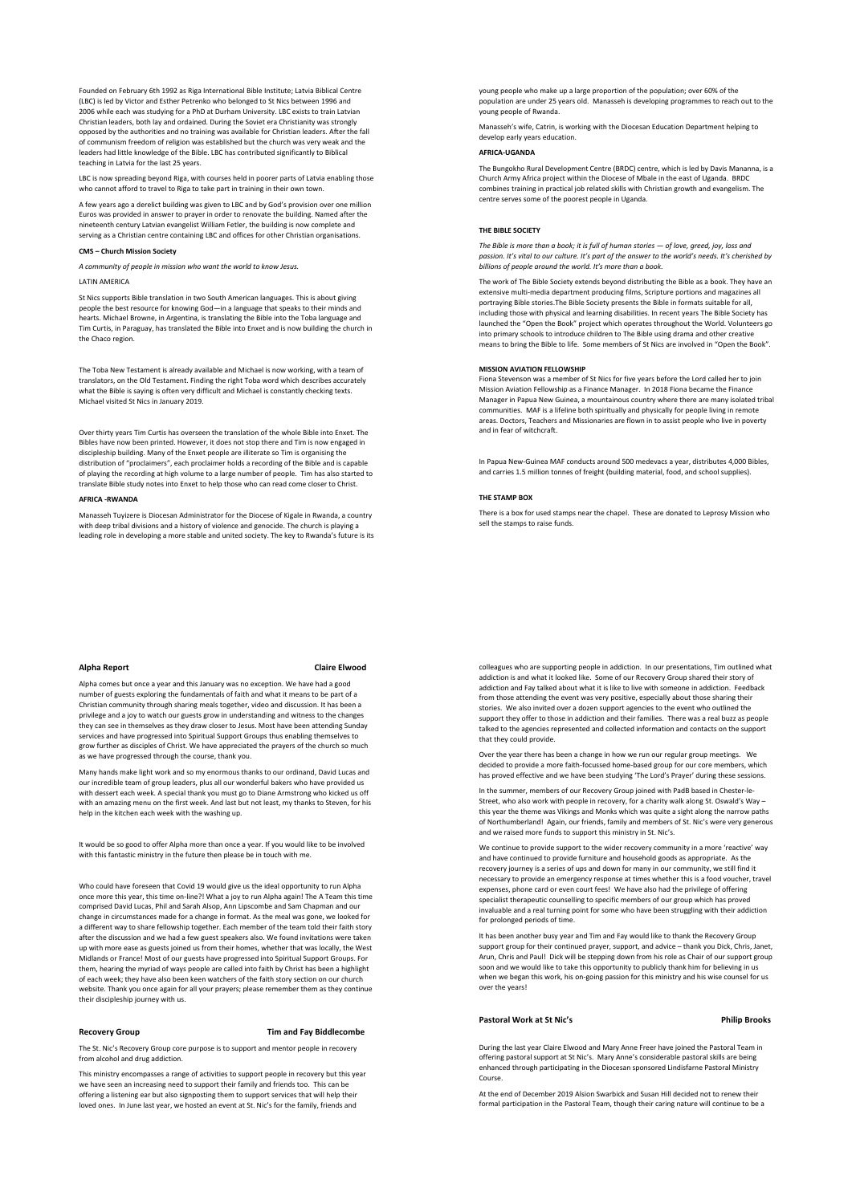Founded on February 6th 1992 as Riga International Bible Institute; Latvia Biblical Centre (LBC) is led by Victor and Esther Petrenko who belonged to St Nics between 1996 and 2006 while each was studying for a PhD at Durham University. LBC exists to train Latvian Christian leaders, both lay and ordained. During the Soviet era Christianity was strongly opposed by the authorities and no training was available for Christian leaders. After the fall of communism freedom of religion was established but the church was very weak and the leaders had little knowledge of the Bible. LBC has contributed significantly to Biblical teaching in Latvia for the last 25 years.

LBC is now spreading beyond Riga, with courses held in poorer parts of Latvia enabling those who cannot afford to travel to Riga to take part in training in their own town.

A few years ago a derelict building was given to LBC and by God's provision over one million Euros was provided in answer to prayer in order to renovate the building. Named after the nineteenth century Latvian evangelist William Fetler, the building is now complete and serving as a Christian centre containing LBC and offices for other Christian organisations.

**CMS – Church Mission Society**

*A community of people in mission who want the world to know Jesus.*

LATIN AMERICA

St Nics supports Bible translation in two South American languages. This is about giving people the best resource for knowing God—in a language that speaks to their minds and hearts. Michael Browne, in Argentina, is translating the Bible into the Toba language and Tim Curtis, in Paraguay, has translated the Bible into Enxet and is now building the church in the Chaco region.

The Toba New Testament is already available and Michael is now working, with a team of translators, on the Old Testament. Finding the right Toba word which describes accurately what the Bible is saying is often very difficult and Michael is constantly checking texts. Michael visited St Nics in January 2019.

Over thirty years Tim Curtis has overseen the translation of the whole Bible into Enxet. The Bibles have now been printed. However, it does not stop there and Tim is now engaged in discipleship building. Many of the Enxet people are illiterate so Tim is organising the distribution of "proclaimers", each proclaimer holds a recording of the Bible and is capable of playing the recording at high volume to a large number of people. Tim has also started to translate Bible study notes into Enxet to help those who can read come closer to Christ.

**AFRICA -RWANDA**

Manasseh Tuyizere is Diocesan Administrator for the Diocese of Kigale in Rwanda, a country with deep tribal divisions and a history of violence and genocide. The church is playing a leading role in developing a more stable and united society. The key to Rwanda's future is its young people who make up a large proportion of the population; over 60% of the population are under 25 years old. Manasseh is developing programmes to reach out to the young people of Rwanda.

Manasseh's wife, Catrin, is working with the Diocesan Education Department helping to develop early years education.

**AFRICA-UGANDA**

The Bungokho Rural Development Centre (BRDC) centre, which is led by Davis Mananna, is a Church Army Africa project within the Diocese of Mbale in the east of Uganda. BRDC combines training in practical job related skills with Christian growth and evangelism. The centre serves some of the poorest people in Uganda.

**THE BIBLE SOCIETY**

*The Bible is more than a book; it is full of human stories — of love, greed, joy, loss and passion. It's vital to our culture. It's part of the answer to the world's needs. It's cherished by billions of people around the world. It's more than a book.*

The work of The Bible Society extends beyond distributing the Bible as a book. They have an extensive multi-media department producing films, Scripture portions and magazines all portraying Bible stories.The Bible Society presents the Bible in formats suitable for all, including those with physical and learning disabilities. In recent years The Bible Society has launched the "Open the Book" project which operates throughout the World. Volunteers go into primary schools to introduce children to The Bible using drama and other creative means to bring the Bible to life. Some members of St Nics are involved in "Open the Book".

**MISSION AVIATION FELLOWSHIP**

Fiona Stevenson was a member of St Nics for five years before the Lord called her to join Mission Aviation Fellowship as a Finance Manager. In 2018 Fiona became the Finance Manager in Papua New Guinea, a mountainous country where there are many isolated tribal communities. MAF is a lifeline both spiritually and physically for people living in remote areas. Doctors, Teachers and Missionaries are flown in to assist people who live in poverty and in fear of witchcraft.

In Papua New-Guinea MAF conducts around 500 medevacs a year, distributes 4,000 Bibles, and carries 1.5 million tonnes of freight (building material, food, and school supplies).

**THE STAMP BOX**

There is a box for used stamps near the chapel. These are donated to Leprosy Mission who sell the stamps to raise funds.

## Alpha Report — Claire Elwood

Alpha comes but once a year and this January was no exception. We have had a good number of guests exploring the fundamentals of faith and what it means to be part of a Christian community through sharing meals together, video and discussion. It has been a privilege and a joy to watch our guests grow in understanding and witness to the changes they can see in themselves as they draw closer to Jesus. Most have been attending Sunday services and have progressed into Spiritual Support Groups thus enabling themselves to grow further as disciples of Christ. We have appreciated the prayers of the church so much as we have progressed through the course, thank you.

Many hands make light work and so my enormous thanks to our ordinand, David Lucas and our incredible team of group leaders, plus all our wonderful bakers who have provided us with dessert each week. A special thank you must go to Diane Armstrong who kicked us off with an amazing menu on the first week. And last but not least, my thanks to Steven, for his help in the kitchen each week with the washing up.

It would be so good to offer Alpha more than once a year. If you would like to be involved with this fantastic ministry in the future then please be in touch with me.

Who could have foreseen that Covid 19 would give us the ideal opportunity to run Alpha once more this year, this time on-line?! What a joy to run Alpha again! The A Team this time comprised David Lucas, Phil and Sarah Alsop, Ann Lipscombe and Sam Chapman and our change in circumstances made for a change in format. As the meal was gone, we looked for a different way to share fellowship together. Each member of the team told their faith story after the discussion and we had a few guest speakers also. We found invitations were taken up with more ease as guests joined us from their homes, whether that was locally, the West Midlands or France! Most of our guests have progressed into Spiritual Support Groups. For them, hearing the myriad of ways people are called into faith by Christ has been a highlight of each week; they have also been keen watchers of the faith story section on our church website. Thank you once again for all your prayers; please remember them as they continue their discipleship journey with us.

## Recovery Group — Tim and Fay Biddlecombe

The St. Nic's Recovery Group core purpose is to support and mentor people in recovery from alcohol and drug addiction.

This ministry encompasses a range of activities to support people in recovery but this year we have seen an increasing need to support their family and friends too. This can be offering a listening ear but also signposting them to support services that will help their loved ones. In June last year, we hosted an event at St. Nic's for the family, friends and colleagues who are supporting people in addiction. In our presentations, Tim outlined what addiction is and what it looked like. Some of our Recovery Group shared their story of addiction and Fay talked about what it is like to live with someone in addiction. Feedback from those attending the event was very positive, especially about those sharing their stories. We also invited over a dozen support agencies to the event who outlined the support they offer to those in addiction and their families. There was a real buzz as people talked to the agencies represented and collected information and contacts on the support that they could provide.

Over the year there has been a change in how we run our regular group meetings. We decided to provide a more faith-focussed home-based group for our core members, which has proved effective and we have been studying 'The Lord's Prayer' during these sessions.

In the summer, members of our Recovery Group joined with PadB based in Chester-le-Street, who also work with people in recovery, for a charity walk along St. Oswald's Way – this year the theme was Vikings and Monks which was quite a sight along the narrow paths of Northumberland! Again, our friends, family and members of St. Nic's were very generous and we raised more funds to support this ministry in St. Nic's.

We continue to provide support to the wider recovery community in a more 'reactive' way and have continued to provide furniture and household goods as appropriate. As the recovery journey is a series of ups and down for many in our community, we still find it necessary to provide an emergency response at times whether this is a food voucher, travel expenses, phone card or even court fees! We have also had the privilege of offering specialist therapeutic counselling to specific members of our group which has proved invaluable and a real turning point for some who have been struggling with their addiction for prolonged periods of time.

It has been another busy year and Tim and Fay would like to thank the Recovery Group support group for their continued prayer, support, and advice – thank you Dick, Chris, Janet, Arun, Chris and Paul! Dick will be stepping down from his role as Chair of our support group soon and we would like to take this opportunity to publicly thank him for believing in us when we began this work, his on-going passion for this ministry and his wise counsel for us over the years!

## Pastoral Work at St Nic's — Philip Brooks

During the last year Claire Elwood and Mary Anne Freer have joined the Pastoral Team in offering pastoral support at St Nic's. Mary Anne's considerable pastoral skills are being enhanced through participating in the Diocesan sponsored Lindisfarne Pastoral Ministry Course.

At the end of December 2019 Alsion Swarbick and Susan Hill decided not to renew their formal participation in the Pastoral Team, though their caring nature will continue to be a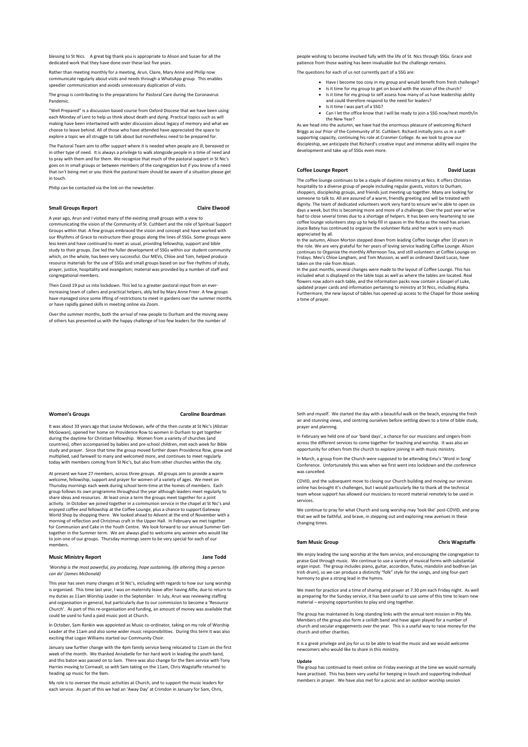blessing to St Nics. A great big thank you is appropriate to Alison and Susan for all the dedicated work that they have done over these last five years.

Rather than meeting monthly for a meeting, Arun, Claire, Mary Anne and Philip now communicate regularly about visits and needs through a WhatsApp group. This enables speedier communication and avoids unnecessary duplication of visits.

The group is contributing to the preparations for Pastoral Care during the Coronavirus Pandemic.

"Well Prepared" is a discussion based course from Oxford Diocese that we have been using each Monday of Lent to help us think about death and dying. Practical topics such as will making have been intertwined with wider discussion about legacy of memory and what we choose to leave behind. All of those who have attended have appreciated the space to explore a topic we all struggle to talk about but nonetheless need to be prepared for.

The Pastoral Team aim to offer support where it is needed when people are ill, bereaved or in other type of need. It is always a privilege to walk alongside people in a time of need and to pray with them and for them. We recognize that much of the pastoral support in St Nic's goes on in small groups or between members of the congregation but if you know of a need that isn't being met or you think the pastoral team should be aware of a situation please get in touch.

Philip can be contacted via the link on the newsletter.

### Small Groups Report — Claire Elwood

A year ago, Arun and I visited many of the existing small groups with a view to communicating the vision of the Community of St. Cuthbert and the role of Spiritual Support Groups within that. A few groups embraced the vision and concept and have worked with our Rhythms of Grace to restructure their groups along the lines of SSGs. Some groups were less keen and have continued to meet as usual, providing fellowship, support and bible study to their groups. Zoe led the fuller development of SSGs within our student community which, on the whole, has been very successful. Our MEVs, Chloe and Tom, helped produce resource materials for the use of SSGs and small groups based on our five rhythms of study, prayer, justice, hospitality and evangelism; material was provided by a number of staff and congregational members.

Then Covid 19 put us into lockdown. This led to a greater pastoral input from an ever-increasing team of callers and practical helpers, ably led by Mary Anne Freer. A few groups have managed since some lifting of restrictions to meet in gardens over the summer months or have rapidly gained skills in meeting online via Zoom.

Over the summer months, both the arrival of new people to Durham and the moving away of others has presented us with the happy challenge of too few leaders for the number of people wishing to become involved fully with the life of St. Nics through SSGs. Grace and patience from those waiting has been invaluable but the challenge remains.

The questions for each of us not currently part of a SSG are:

- Have I become too cosy in my group and would benefit from fresh challenge?
- Is it time for my group to get on board with the vision of the church?
- Is it time for my group to self assess how many of us have leadership ability and could therefore respond to the need for leaders?
- Is it time I was part of a SSG?
- Can I let the office know that I will be ready to join a SSG now/next month/in the New Year?

As we head into the autumn, we have had the enormous pleasure of welcoming Richard Briggs as our Prior of the Community of St. Cuthbert. Richard initially joins us in a self-supporting capacity, continuing his role at Cranmer College. As we look to grow our discipleship, we anticipate that Richard's creative input and immense ability will inspire the development and take up of SSGs even more.

### Coffee Lounge Report — David Lucas

The coffee lounge continues to be a staple of daytime ministry at Nics. It offers Christian hospitality to a diverse group of people including regular guests, visitors to Durham, shoppers, discipleship groups, and friends just meeting up together. Many are looking for someone to talk to. All are assured of a warm, friendly greeting and will be treated with dignity. The team of dedicated volunteers work very hard to ensure we're able to open six days a week, but this is becoming more and more of a challenge. Over the past year we've had to close several times due to a shortage of helpers. It has been very heartening to see coffee lounge volunteers step up to help fill in spaces in the Rota as the need has arisen. Joyce Batey has continued to organize the volunteer Rota and her work is very much appreciated by all.

In the autumn, Alison Morton stepped down from leading Coffee lounge after 10 years in the role. We are very grateful for her years of loving service leading Coffee Lounge. Alison continues to Organize the monthly Afternoon Tea, and still volunteers at Coffee Lounge on Fridays. Mev's Chloe Langham, and Tom Musson, as well as ordinand David Lucas, have taken on the role from Alison.

In the past months, several changes were made to the layout of Coffee Lounge. This has included what is displayed on the table tops as well as where the tables are located. Real flowers now adorn each table, and the information packs now contain a Gospel of Luke, updated prayer cards and information pertaining to ministry at St Nics, including Alpha. Furthermore, the new layout of tables has opened up access to the Chapel for those seeking a time of prayer.

### Women's Groups — Caroline Boardman

It was about 33 years ago that Louise McGowan, wife of the then curate at St Nic's (Alistair McGowan), opened her home on Providence Row to women in Durham to get together during the daytime for Christian fellowship. Women from a variety of churches (and countries), often accompanied by babies and pre-school children, met each week for Bible study and prayer. Since that time the group moved further down Providence Row, grew and multiplied, said farewell to many and welcomed more, and continues to meet regularly today with members coming from St Nic's, but also from other churches within the city.

At present we have 27 members, across three groups. All groups aim to provide a warm welcome, fellowship, support and prayer for women of a variety of ages. We meet on Thursday mornings each week during school term-time at the homes of members. Each group follows its own programme throughout the year although leaders meet regularly to share ideas and resources. At least once a term the groups meet together for a joint activity. In October we joined together in a communion service in the chapel at St Nic's and enjoyed coffee and fellowship at the Coffee Lounge, plus a chance to support Gateway World Shop by shopping there. We looked ahead to Advent at the end of November with a morning of reflection and Christmas craft in the Upper Hall. In February we met together for Communion and Cake in the Youth Centre. We look forward to our annual Summer Get-together in the Summer term. We are always glad to welcome any women who would like to join one of our groups. Thursday mornings seem to be very special for each of our members.

### Music Ministry Report — Jane Todd

*'Worship is the most powerful, joy producing, hope sustaining, life altering thing a person can do' (James McDonald)*

This year has seen many changes at St Nic's, including with regards to how our sung worship is organised. This time last year, I was on maternity leave after having Alfie, due to return to my duties as 11am Worship Leader in the September. In July, Arun was reviewing staffing and organisation in general, but particularly due to our commission to become a 'Resource Church'. As part of this re-organisation and funding, an amount of money was available that could be used to fund a paid music post at Church.

In October, Sam Rankin was appointed as Music co-ordinator, taking on my role of Worship Leader at the 11am and also some wider music responsibilities. During this term it was also exciting that Logan Williams started our Community Choir.

January saw further change with the 4pm family service being relocated to 11am on the first week of the month. We thanked Annabelle for her hard work in leading the youth band, and this baton was passed on to Sam. There was also change for the 9am service with Tony Harries moving to Cornwall, so with Sam taking on the 11am, Chris Wagstaffe returned to heading up music for the 9am.

My role is to oversee the music activities at Church, and to support the music leaders for each service. As part of this we had an 'Away Day' at Crimdon in January for Sam, Chris, Seth and myself. We started the day with a beautiful walk on the beach, enjoying the fresh air and stunning views, and centring ourselves before settling down to a time of bible study, prayer and planning.

In February we held one of our 'band days', a chance for our musicians and singers from across the different services to come together for teaching and worship. It was also an opportunity for others from the church to explore joining in with music ministry.

In March, a group from the Church were supposed to be attending Emu's 'Word in Song' Conference. Unfortunately this was when we first went into lockdown and the conference was cancelled.

COVID, and the subsequent move to closing our Church building and moving our services online has brought it's challenges, but I would particularly like to thank all the technical team whose support has allowed our musicians to record material remotely to be used in services.

We continue to pray for what Church and sung worship may 'look like' post-COVID, and pray that we will be faithful, and brave, in stepping out and exploring new avenues in these changing times.

### 9am Music Group — Chris Wagstaffe

We enjoy leading the sung worship at the 9am service, and encouraging the congregation to praise God through music. We continue to use a variety of musical forms with substantial organ input. The group includes piano, guitar, accordion, flutes, mandolin and bodhran (an Irish drum), so we can produce a distinctly "folk" style for the songs, and sing four-part harmony to give a strong lead in the hymns.

We meet for practice and a time of sharing and prayer at 7.30 pm each Friday night. As well as preparing for the Sunday service, it has been useful to use some of this time to learn new material – enjoying opportunities to play and sing together.

The group has maintained its long-standing links with the annual tent mission in Pity Me. Members of the group also form a ceilidh band and have again played for a number of church and secular engagements over the year. This is a useful way to raise money for the church and other charities.

It is a great privilege and joy for us to be able to lead the music and we would welcome newcomers who would like to share in this ministry.

**Update**

The group has continued to meet online on Friday evenings at the time we would normally have practised. This has been very useful for keeping in touch and supporting individual members in prayer. We have also met for a picnic and an outdoor worship session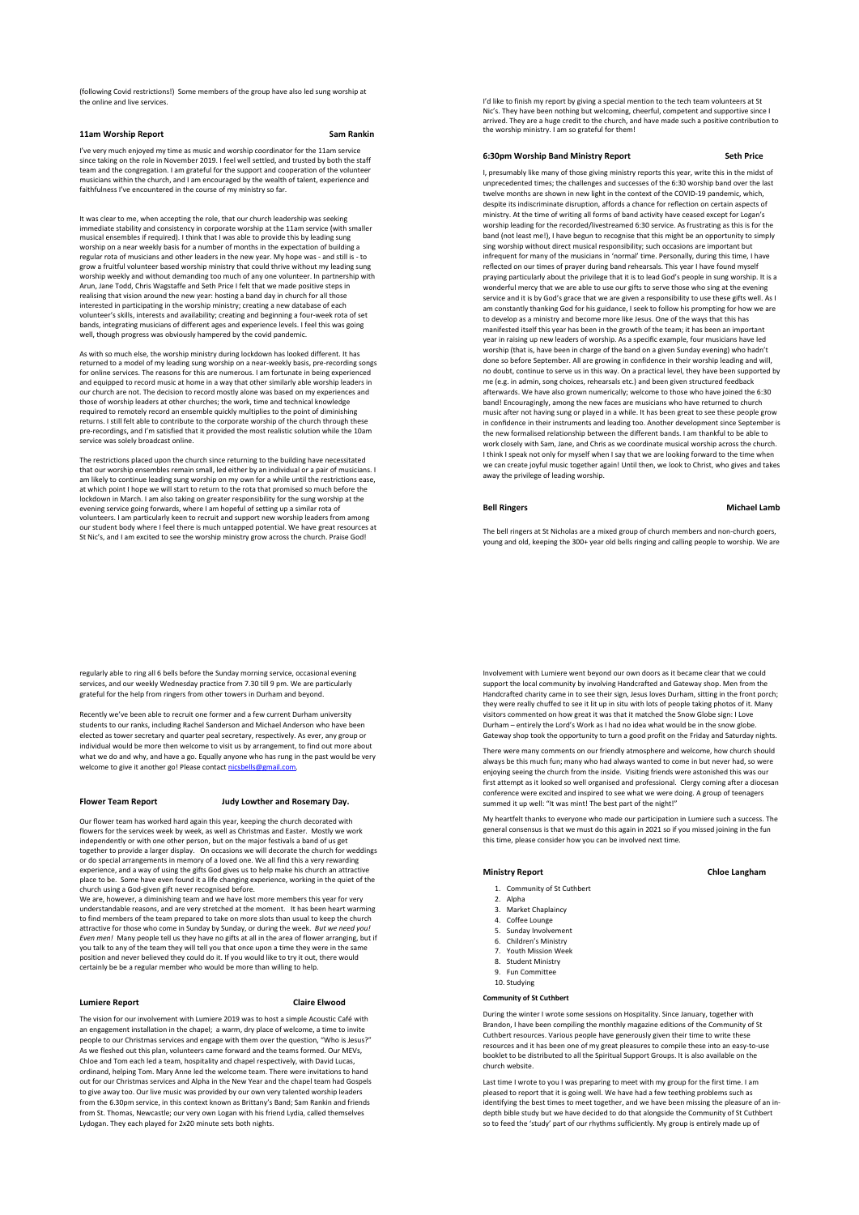(following Covid restrictions!) Some members of the group have also led sung worship at the online and live services.

### 11am Worship Report — Sam Rankin

I've very much enjoyed my time as music and worship coordinator for the 11am service since taking on the role in November 2019. I feel well settled, and trusted by both the staff team and the congregation. I am grateful for the support and cooperation of the volunteer musicians within the church, and I am encouraged by the wealth of talent, experience and faithfulness I've encountered in the course of my ministry so far.

It was clear to me, when accepting the role, that our church leadership was seeking immediate stability and consistency in corporate worship at the 11am service (with smaller musical ensembles if required). I think that I was able to provide this by leading sung worship on a near weekly basis for a number of months in the expectation of building a regular rota of musicians and other leaders in the new year. My hope was - and still is - to grow a fruitful volunteer based worship ministry that could thrive without my leading sung worship weekly and without demanding too much of any one volunteer. In partnership with Arun, Jane Todd, Chris Wagstaffe and Seth Price I felt that we made positive steps in realising that vision around the new year: hosting a band day in church for all those interested in participating in the worship ministry; creating a new database of each volunteer's skills, interests and availability; creating and beginning a four-week rota of set bands, integrating musicians of different ages and experience levels. I feel this was going well, though progress was obviously hampered by the covid pandemic.

As with so much else, the worship ministry during lockdown has looked different. It has returned to a model of my leading sung worship on a near-weekly basis, pre-recording songs for online services. The reasons for this are numerous. I am fortunate in being experienced and equipped to record music at home in a way that other similarly able worship leaders in our church are not. The decision to record mostly alone was based on my experiences and those of worship leaders at other churches; the work, time and technical knowledge required to remotely record an ensemble quickly multiplies to the point of diminishing returns. I still felt able to contribute to the corporate worship of the church through these pre-recordings, and I'm satisfied that it provided the most realistic solution while the 10am service was solely broadcast online.

The restrictions placed upon the church since returning to the building have necessitated that our worship ensembles remain small, led either by an individual or a pair of musicians. I am likely to continue leading sung worship on my own for a while until the restrictions ease, at which point I hope we will start to return to the rota that promised so much before the lockdown in March. I am also taking on greater responsibility for the sung worship at the evening service going forwards, where I am hopeful of setting up a similar rota of volunteers. I am particularly keen to recruit and support new worship leaders from among our student body where I feel there is much untapped potential. We have great resources at St Nic's, and I am excited to see the worship ministry grow across the church. Praise God!

I'd like to finish my report by giving a special mention to the tech team volunteers at St Nic's. They have been nothing but welcoming, cheerful, competent and supportive since I arrived. They are a huge credit to the church, and have made such a positive contribution to the worship ministry. I am so grateful for them!

### 6:30pm Worship Band Ministry Report — Seth Price

I, presumably like many of those giving ministry reports this year, write this in the midst of unprecedented times; the challenges and successes of the 6:30 worship band over the last twelve months are shown in new light in the context of the COVID-19 pandemic, which, despite its indiscriminate disruption, affords a chance for reflection on certain aspects of ministry. At the time of writing all forms of band activity have ceased except for Logan's worship leading for the recorded/livestreamed 6:30 service. As frustrating as this is for the band (not least me!), I have begun to recognise that this might be an opportunity to simply sing worship without direct musical responsibility; such occasions are important but infrequent for many of the musicians in 'normal' time. Personally, during this time, I have reflected on our times of prayer during band rehearsals. This year I have found myself praying particularly about the privilege that it is to lead God's people in sung worship. It is a wonderful mercy that we are able to use our gifts to serve those who sing at the evening service and it is by God's grace that we are given a responsibility to use these gifts well. As I am constantly thanking God for his guidance, I seek to follow his prompting for how we are to develop as a ministry and become more like Jesus. One of the ways that this has manifested itself this year has been in the growth of the team; it has been an important year in raising up new leaders of worship. As a specific example, four musicians have led worship (that is, have been in charge of the band on a given Sunday evening) who hadn't done so before September. All are growing in confidence in their worship leading and will, no doubt, continue to serve us in this way. On a practical level, they have been supported by me (e.g. in admin, song choices, rehearsals etc.) and been given structured feedback afterwards. We have also grown numerically; welcome to those who have joined the 6:30 band! Encouragingly, among the new faces are musicians who have returned to church music after not having sung or played in a while. It has been great to see these people grow in confidence in their instruments and leading too. Another development since September is the new formalised relationship between the different bands. I am thankful to be able to work closely with Sam, Jane, and Chris as we coordinate musical worship across the church. I think I speak not only for myself when I say that we are looking forward to the time when we can create joyful music together again! Until then, we look to Christ, who gives and takes away the privilege of leading worship.

### Bell Ringers — Michael Lamb

The bell ringers at St Nicholas are a mixed group of church members and non-church goers, young and old, keeping the 300+ year old bells ringing and calling people to worship. We are regularly able to ring all 6 bells before the Sunday morning service, occasional evening services, and our weekly Wednesday practice from 7.30 till 9 pm. We are particularly grateful for the help from ringers from other towers in Durham and beyond.

Recently we've been able to recruit one former and a few current Durham university students to our ranks, including Rachel Sanderson and Michael Anderson who have been elected as tower secretary and quarter peal secretary, respectively. As ever, any group or individual would be more then welcome to visit us by arrangement, to find out more about what we do and why, and have a go. Equally anyone who has rung in the past would be very welcome to give it another go! Please contact nicsbells@gmail.com.

### Flower Team Report — Judy Lowther and Rosemary Day.

Our flower team has worked hard again this year, keeping the church decorated with flowers for the services week by week, as well as Christmas and Easter. Mostly we work independently or with one other person, but on the major festivals a band of us get together to provide a larger display. On occasions we will decorate the church for weddings or do special arrangements in memory of a loved one. We all find this a very rewarding experience, and a way of using the gifts God gives us to help make his church an attractive place to be. Some have even found it a life changing experience, working in the quiet of the church using a God-given gift never recognised before.

We are, however, a diminishing team and we have lost more members this year for very understandable reasons, and are very stretched at the moment. It has been heart warming to find members of the team prepared to take on more slots than usual to keep the church attractive for those who come in Sunday by Sunday, or during the week. *But we need you! Even men!* Many people tell us they have no gifts at all in the area of flower arranging, but if you talk to any of the team they will tell you that once upon a time they were in the same position and never believed they could do it. If you would like to try it out, there would certainly be a regular member who would be more than willing to help.

### Lumiere Report — Claire Elwood

The vision for our involvement with Lumiere 2019 was to host a simple Acoustic Café with an engagement installation in the chapel; a warm, dry place of welcome, a time to invite people to our Christmas services and engage with them over the question, "Who is Jesus?" As we fleshed out this plan, volunteers came forward and the teams formed. Our MEVs, Chloe and Tom each led a team, hospitality and chapel respectively, with David Lucas, ordinand, helping Tom. Mary Anne led the welcome team. There were invitations to hand out for our Christmas services and Alpha in the New Year and the chapel team had Gospels to give away too. Our live music was provided by our own very talented worship leaders from the 6.30pm service, in this context known as Brittany's Band; Sam Rankin and friends from St. Thomas, Newcastle; our very own Logan with his friend Lydia, called themselves Lydogan. They each played for 2x20 minute sets both nights.

Involvement with Lumiere went beyond our own doors as it became clear that we could support the local community by involving Handcrafted and Gateway shop. Men from the Handcrafted charity came in to see their sign, Jesus loves Durham, sitting in the front porch; they were really chuffed to see it lit up in situ with lots of people taking photos of it. Many visitors commented on how great it was that it matched the Snow Globe sign: I Love Durham – entirely the Lord's Work as I had no idea what would be in the snow globe. Gateway shop took the opportunity to turn a good profit on the Friday and Saturday nights.

There were many comments on our friendly atmosphere and welcome, how church should always be this much fun; many who had always wanted to come in but never had, so were enjoying seeing the church from the inside. Visiting friends were astonished this was our first attempt as it looked so well organised and professional. Clergy coming after a diocesan conference were excited and inspired to see what we were doing. A group of teenagers summed it up well: "It was mint! The best part of the night!"

My heartfelt thanks to everyone who made our participation in Lumiere such a success. The general consensus is that we must do this again in 2021 so if you missed joining in the fun this time, please consider how you can be involved next time.

### Ministry Report — Chloe Langham

1. Community of St Cuthbert
2. Alpha
3. Market Chaplaincy
4. Coffee Lounge
5. Sunday Involvement
6. Children's Ministry
7. Youth Mission Week
8. Student Ministry
9. Fun Committee
10. Studying

#### Community of St Cuthbert

During the winter I wrote some sessions on Hospitality. Since January, together with Brandon, I have been compiling the monthly magazine editions of the Community of St Cuthbert resources. Various people have generously given their time to write these resources and it has been one of my great pleasures to compile these into an easy-to-use booklet to be distributed to all the Spiritual Support Groups. It is also available on the church website.

Last time I wrote to you I was preparing to meet with my group for the first time. I am pleased to report that it is going well. We have had a few teething problems such as identifying the best times to meet together, and we have been missing the pleasure of an in-depth bible study but we have decided to do that alongside the Community of St Cuthbert so to feed the 'study' part of our rhythms sufficiently. My group is entirely made up of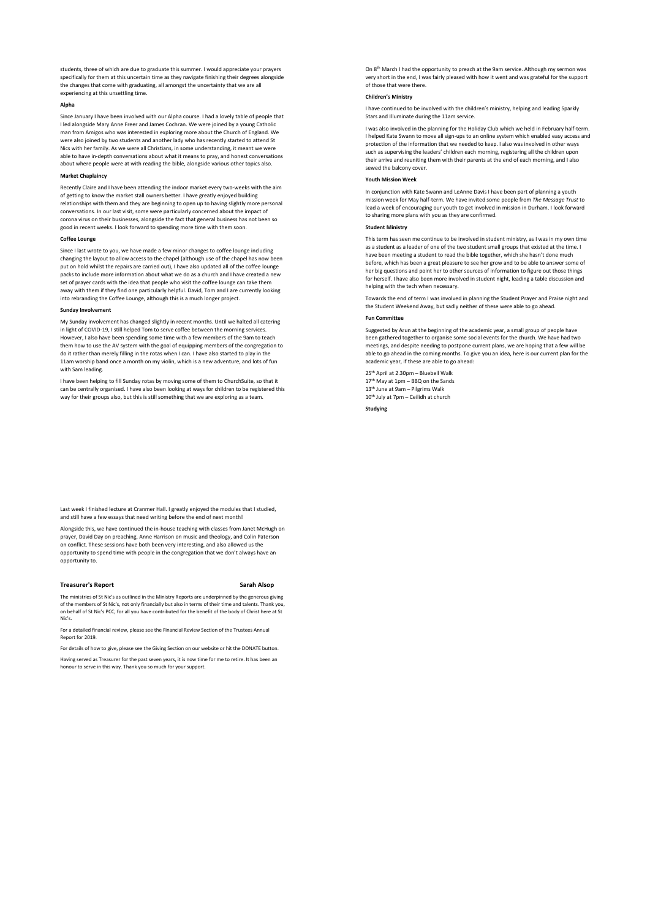students, three of which are due to graduate this summer. I would appreciate your prayers specifically for them at this uncertain time as they navigate finishing their degrees alongside the changes that come with graduating, all amongst the uncertainty that we are all experiencing at this unsettling time.

**Alpha**

Since January I have been involved with our Alpha course. I had a lovely table of people that I led alongside Mary Anne Freer and James Cochran. We were joined by a young Catholic man from Amigos who was interested in exploring more about the Church of England. We were also joined by two students and another lady who has recently started to attend St Nics with her family. As we were all Christians, in some understanding, it meant we were able to have in-depth conversations about what it means to pray, and honest conversations about where people were at with reading the bible, alongside various other topics also.

**Market Chaplaincy**

Recently Claire and I have been attending the indoor market every two-weeks with the aim of getting to know the market stall owners better. I have greatly enjoyed building relationships with them and they are beginning to open up to having slightly more personal conversations. In our last visit, some were particularly concerned about the impact of corona virus on their businesses, alongside the fact that general business has not been so good in recent weeks. I look forward to spending more time with them soon.

**Coffee Lounge**

Since I last wrote to you, we have made a few minor changes to coffee lounge including changing the layout to allow access to the chapel (although use of the chapel has now been put on hold whilst the repairs are carried out), I have also updated all of the coffee lounge packs to include more information about what we do as a church and I have created a new set of prayer cards with the idea that people who visit the coffee lounge can take them away with them if they find one particularly helpful. David, Tom and I are currently looking into rebranding the Coffee Lounge, although this is a much longer project.

**Sunday Involvement**

My Sunday involvement has changed slightly in recent months. Until we halted all catering in light of COVID-19, I still helped Tom to serve coffee between the morning services. However, I also have been spending some time with a few members of the 9am to teach them how to use the AV system with the goal of equipping members of the congregation to do it rather than merely filling in the rotas when I can. I have also started to play in the 11am worship band once a month on my violin, which is a new adventure, and lots of fun with Sam leading.

I have been helping to fill Sunday rotas by moving some of them to ChurchSuite, so that it can be centrally organised. I have also been looking at ways for children to be registered this way for their groups also, but this is still something that we are exploring as a team.

On 8th March I had the opportunity to preach at the 9am service. Although my sermon was very short in the end, I was fairly pleased with how it went and was grateful for the support of those that were there.

**Children's Ministry**

I have continued to be involved with the children's ministry, helping and leading Sparkly Stars and Illuminate during the 11am service.

I was also involved in the planning for the Holiday Club which we held in February half-term. I helped Kate Swann to move all sign-ups to an online system which enabled easy access and protection of the information that we needed to keep. I also was involved in other ways such as supervising the leaders' children each morning, registering all the children upon their arrive and reuniting them with their parents at the end of each morning, and I also sewed the balcony cover.

**Youth Mission Week**

In conjunction with Kate Swann and LeAnne Davis I have been part of planning a youth mission week for May half-term. We have invited some people from *The Message Trust* to lead a week of encouraging our youth to get involved in mission in Durham. I look forward to sharing more plans with you as they are confirmed.

**Student Ministry**

This term has seen me continue to be involved in student ministry, as I was in my own time as a student as a leader of one of the two student small groups that existed at the time. I have been meeting a student to read the bible together, which she hasn't done much before, which has been a great pleasure to see her grow and to be able to answer some of her big questions and point her to other sources of information to figure out those things for herself. I have also been more involved in student night, leading a table discussion and helping with the tech when necessary.

Towards the end of term I was involved in planning the Student Prayer and Praise night and the Student Weekend Away, but sadly neither of these were able to go ahead.

**Fun Committee**

Suggested by Arun at the beginning of the academic year, a small group of people have been gathered together to organise some social events for the church. We have had two meetings, and despite needing to postpone current plans, we are hoping that a few will be able to go ahead in the coming months. To give you an idea, here is our current plan for the academic year, if these are able to go ahead:

25th April at 2.30pm – Bluebell Walk
17th May at 1pm – BBQ on the Sands
13th June at 9am – Pilgrims Walk
10th July at 7pm – Ceilidh at church

**Studying**

Last week I finished lecture at Cranmer Hall. I greatly enjoyed the modules that I studied, and still have a few essays that need writing before the end of next month!

Alongside this, we have continued the in-house teaching with classes from Janet McHugh on prayer, David Day on preaching, Anne Harrison on music and theology, and Colin Paterson on conflict. These sessions have both been very interesting, and also allowed us the opportunity to spend time with people in the congregation that we don't always have an opportunity to.

## Treasurer's Report — Sarah Alsop

The ministries of St Nic's as outlined in the Ministry Reports are underpinned by the generous giving of the members of St Nic's, not only financially but also in terms of their time and talents. Thank you, on behalf of St Nic's PCC, for all you have contributed for the benefit of the body of Christ here at St Nic's.

For a detailed financial review, please see the Financial Review Section of the Trustees Annual Report for 2019.

For details of how to give, please see the Giving Section on our website or hit the DONATE button.

Having served as Treasurer for the past seven years, it is now time for me to retire. It has been an honour to serve in this way. Thank you so much for your support.